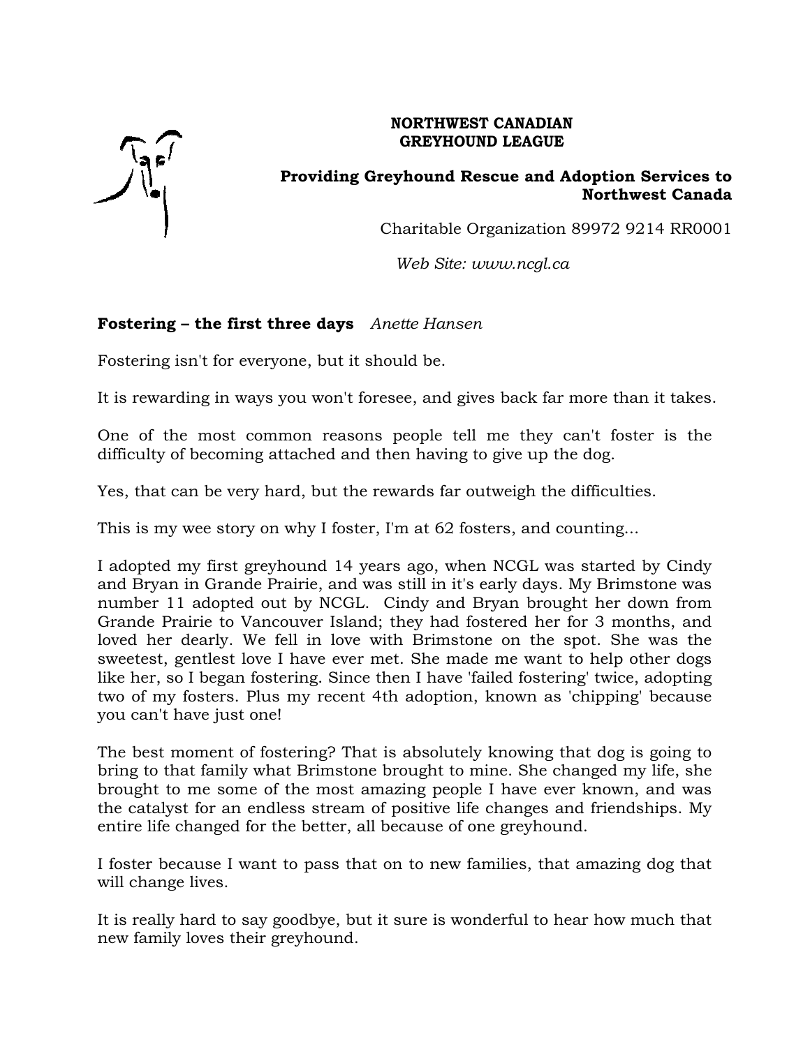**NORTHWEST CANADIAN GREYHOUND LEAGUE**

**Providing Greyhound Rescue and Adoption Services to Northwest Canada**

Charitable Organization 89972 9214 RR0001

*Web Site: www.ncgl.ca*

## Fostering – the first three days *Anette Hansen*

Fostering isn't for everyone, but it should be.

It is rewarding in ways you won't foresee, and gives back far more than it takes.

One of the most common reasons people tell me they can't foster is the difficulty of becoming attached and then having to give up the dog.

Yes, that can be very hard, but the rewards far outweigh the difficulties.

This is my wee story on why I foster, I'm at 62 fosters, and counting...

I adopted my first greyhound 14 years ago, when NCGL was started by Cindy and Bryan in Grande Prairie, and was still in it's early days. My Brimstone was number 11 adopted out by NCGL. Cindy and Bryan brought her down from Grande Prairie to Vancouver Island; they had fostered her for 3 months, and loved her dearly. We fell in love with Brimstone on the spot. She was the sweetest, gentlest love I have ever met. She made me want to help other dogs like her, so I began fostering. Since then I have 'failed fostering' twice, adopting two of my fosters. Plus my recent 4th adoption, known as 'chipping' because you can't have just one!

The best moment of fostering? That is absolutely knowing that dog is going to bring to that family what Brimstone brought to mine. She changed my life, she brought to me some of the most amazing people I have ever known, and was the catalyst for an endless stream of positive life changes and friendships. My entire life changed for the better, all because of one greyhound.

I foster because I want to pass that on to new families, that amazing dog that will change lives.

It is really hard to say goodbye, but it sure is wonderful to hear how much that new family loves their greyhound.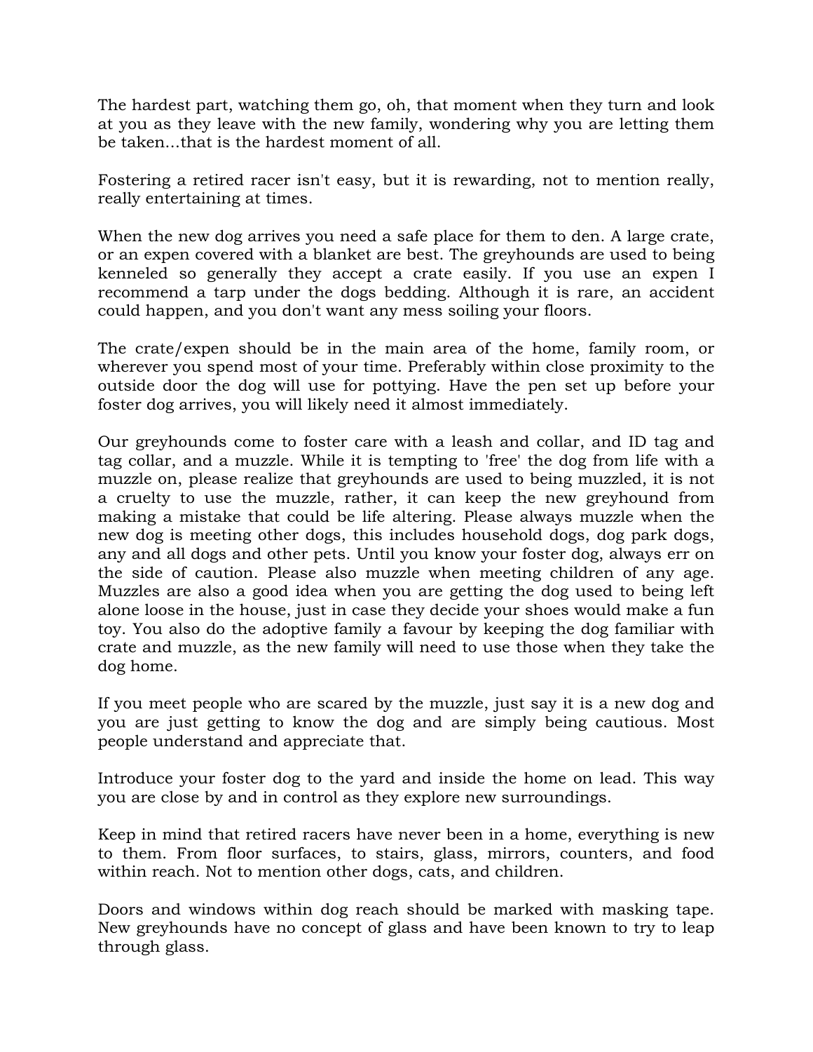The hardest part, watching them go, oh, that moment when they turn and look at you as they leave with the new family, wondering why you are letting them be taken...that is the hardest moment of all.

Fostering a retired racer isn't easy, but it is rewarding, not to mention really, really entertaining at times.

When the new dog arrives you need a safe place for them to den. A large crate, or an expen covered with a blanket are best. The greyhounds are used to being kenneled so generally they accept a crate easily. If you use an expen I recommend a tarp under the dogs bedding. Although it is rare, an accident could happen, and you don't want any mess soiling your floors.

The crate/expen should be in the main area of the home, family room, or wherever you spend most of your time. Preferably within close proximity to the outside door the dog will use for pottying. Have the pen set up before your foster dog arrives, you will likely need it almost immediately.

Our greyhounds come to foster care with a leash and collar, and ID tag and tag collar, and a muzzle. While it is tempting to 'free' the dog from life with a muzzle on, please realize that greyhounds are used to being muzzled, it is not a cruelty to use the muzzle, rather, it can keep the new greyhound from making a mistake that could be life altering. Please always muzzle when the new dog is meeting other dogs, this includes household dogs, dog park dogs, any and all dogs and other pets. Until you know your foster dog, always err on the side of caution. Please also muzzle when meeting children of any age. Muzzles are also a good idea when you are getting the dog used to being left alone loose in the house, just in case they decide your shoes would make a fun toy. You also do the adoptive family a favour by keeping the dog familiar with crate and muzzle, as the new family will need to use those when they take the dog home.

If you meet people who are scared by the muzzle, just say it is a new dog and you are just getting to know the dog and are simply being cautious. Most people understand and appreciate that.

Introduce your foster dog to the yard and inside the home on lead. This way you are close by and in control as they explore new surroundings.

Keep in mind that retired racers have never been in a home, everything is new to them. From floor surfaces, to stairs, glass, mirrors, counters, and food within reach. Not to mention other dogs, cats, and children.

Doors and windows within dog reach should be marked with masking tape. New greyhounds have no concept of glass and have been known to try to leap through glass.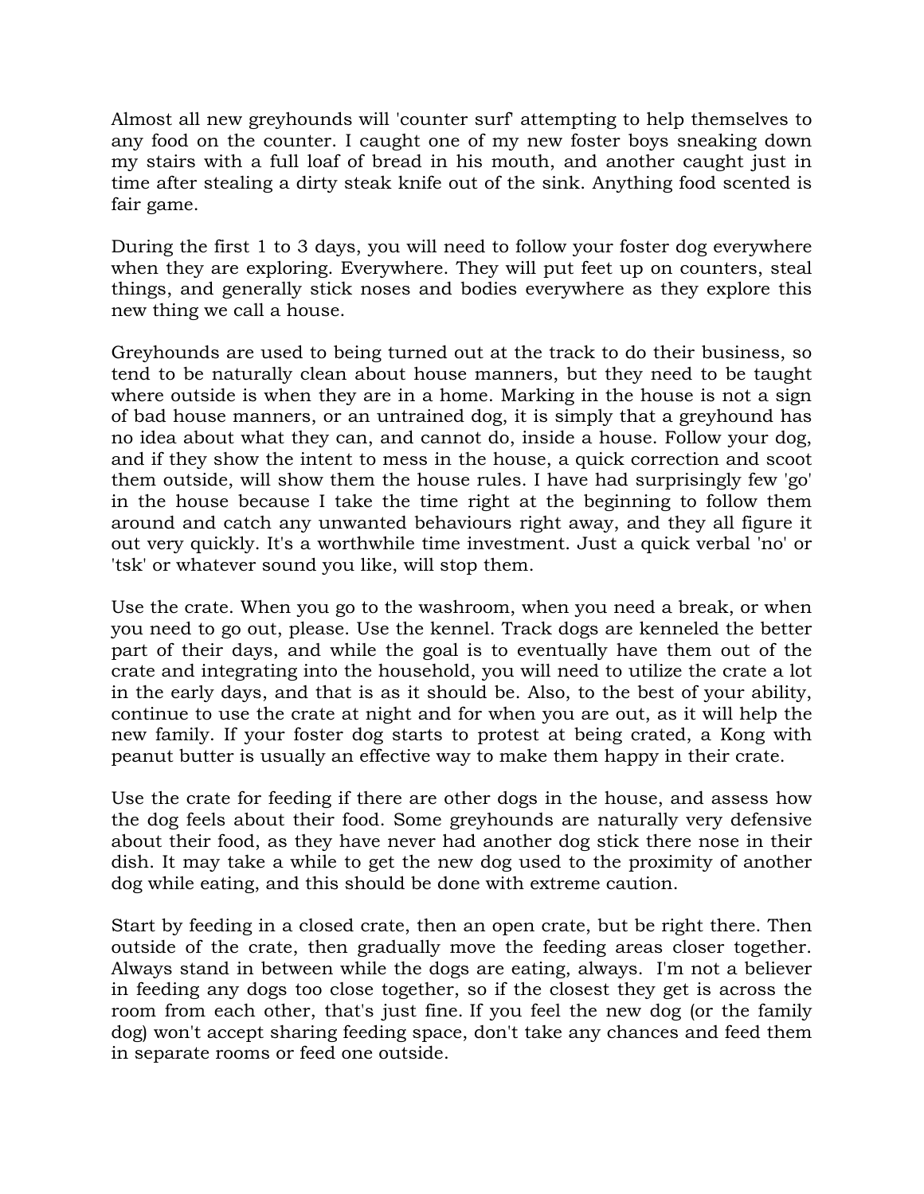Almost all new greyhounds will 'counter surf' attempting to help themselves to any food on the counter. I caught one of my new foster boys sneaking down my stairs with a full loaf of bread in his mouth, and another caught just in time after stealing a dirty steak knife out of the sink. Anything food scented is fair game.

During the first 1 to 3 days, you will need to follow your foster dog everywhere when they are exploring. Everywhere. They will put feet up on counters, steal things, and generally stick noses and bodies everywhere as they explore this new thing we call a house.

Greyhounds are used to being turned out at the track to do their business, so tend to be naturally clean about house manners, but they need to be taught where outside is when they are in a home. Marking in the house is not a sign of bad house manners, or an untrained dog, it is simply that a greyhound has no idea about what they can, and cannot do, inside a house. Follow your dog, and if they show the intent to mess in the house, a quick correction and scoot them outside, will show them the house rules. I have had surprisingly few 'go' in the house because I take the time right at the beginning to follow them around and catch any unwanted behaviours right away, and they all figure it out very quickly. It's a worthwhile time investment. Just a quick verbal 'no' or 'tsk' or whatever sound you like, will stop them.

Use the crate. When you go to the washroom, when you need a break, or when you need to go out, please. Use the kennel. Track dogs are kenneled the better part of their days, and while the goal is to eventually have them out of the crate and integrating into the household, you will need to utilize the crate a lot in the early days, and that is as it should be. Also, to the best of your ability, continue to use the crate at night and for when you are out, as it will help the new family. If your foster dog starts to protest at being crated, a Kong with peanut butter is usually an effective way to make them happy in their crate.

Use the crate for feeding if there are other dogs in the house, and assess how the dog feels about their food. Some greyhounds are naturally very defensive about their food, as they have never had another dog stick there nose in their dish. It may take a while to get the new dog used to the proximity of another dog while eating, and this should be done with extreme caution.

Start by feeding in a closed crate, then an open crate, but be right there. Then outside of the crate, then gradually move the feeding areas closer together. Always stand in between while the dogs are eating, always. I'm not a believer in feeding any dogs too close together, so if the closest they get is across the room from each other, that's just fine. If you feel the new dog (or the family dog) won't accept sharing feeding space, don't take any chances and feed them in separate rooms or feed one outside.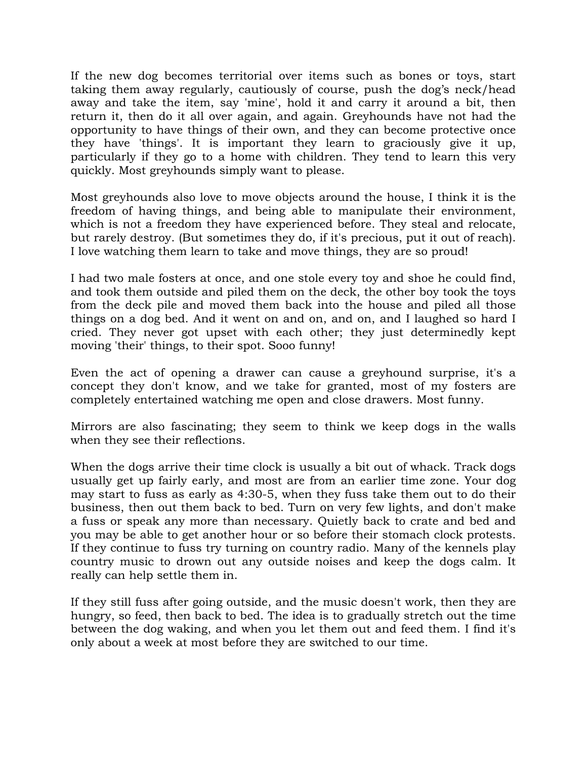If the new dog becomes territorial over items such as bones or toys, start taking them away regularly, cautiously of course, push the dog's neck/head away and take the item, say 'mine', hold it and carry it around a bit, then return it, then do it all over again, and again. Greyhounds have not had the opportunity to have things of their own, and they can become protective once they have 'things'. It is important they learn to graciously give it up, particularly if they go to a home with children. They tend to learn this very quickly. Most greyhounds simply want to please.

Most greyhounds also love to move objects around the house, I think it is the freedom of having things, and being able to manipulate their environment, which is not a freedom they have experienced before. They steal and relocate, but rarely destroy. (But sometimes they do, if it's precious, put it out of reach). I love watching them learn to take and move things, they are so proud!

I had two male fosters at once, and one stole every toy and shoe he could find, and took them outside and piled them on the deck, the other boy took the toys from the deck pile and moved them back into the house and piled all those things on a dog bed. And it went on and on, and on, and I laughed so hard I cried. They never got upset with each other; they just determinedly kept moving 'their' things, to their spot. Sooo funny!

Even the act of opening a drawer can cause a greyhound surprise, it's a concept they don't know, and we take for granted, most of my fosters are completely entertained watching me open and close drawers. Most funny.

Mirrors are also fascinating; they seem to think we keep dogs in the walls when they see their reflections.

When the dogs arrive their time clock is usually a bit out of whack. Track dogs usually get up fairly early, and most are from an earlier time zone. Your dog may start to fuss as early as 4:30-5, when they fuss take them out to do their business, then out them back to bed. Turn on very few lights, and don't make a fuss or speak any more than necessary. Quietly back to crate and bed and you may be able to get another hour or so before their stomach clock protests. If they continue to fuss try turning on country radio. Many of the kennels play country music to drown out any outside noises and keep the dogs calm. It really can help settle them in.

If they still fuss after going outside, and the music doesn't work, then they are hungry, so feed, then back to bed. The idea is to gradually stretch out the time between the dog waking, and when you let them out and feed them. I find it's only about a week at most before they are switched to our time.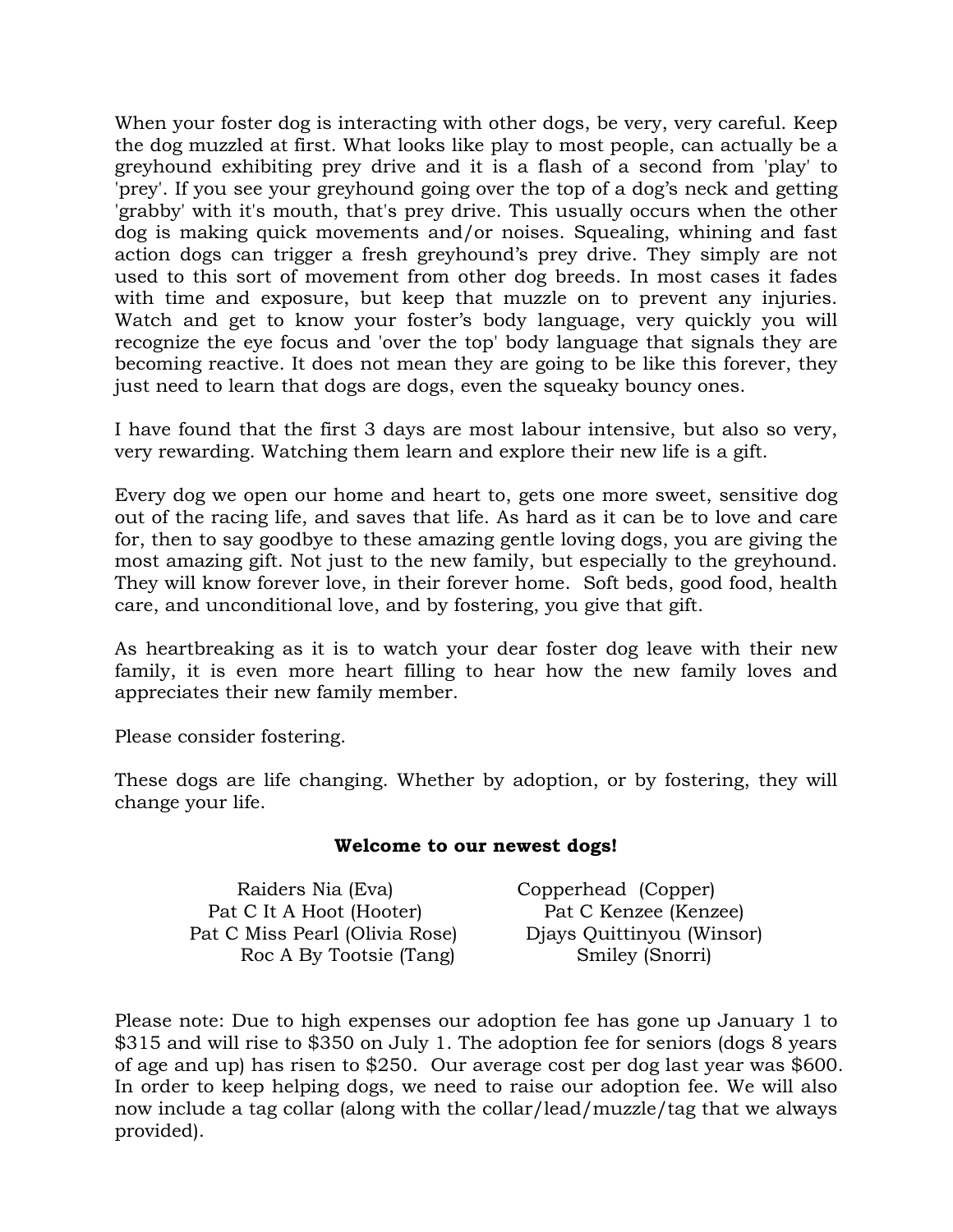When your foster dog is interacting with other dogs, be very, very careful. Keep the dog muzzled at first. What looks like play to most people, can actually be a greyhound exhibiting prey drive and it is a flash of a second from 'play' to 'prey'. If you see your greyhound going over the top of a dog's neck and getting 'grabby' with it's mouth, that's prey drive. This usually occurs when the other dog is making quick movements and/or noises. Squealing, whining and fast action dogs can trigger a fresh greyhound's prey drive. They simply are not used to this sort of movement from other dog breeds. In most cases it fades with time and exposure, but keep that muzzle on to prevent any injuries. Watch and get to know your foster's body language, very quickly you will recognize the eye focus and 'over the top' body language that signals they are becoming reactive. It does not mean they are going to be like this forever, they just need to learn that dogs are dogs, even the squeaky bouncy ones.

I have found that the first 3 days are most labour intensive, but also so very, very rewarding. Watching them learn and explore their new life is a gift.

Every dog we open our home and heart to, gets one more sweet, sensitive dog out of the racing life, and saves that life. As hard as it can be to love and care for, then to say goodbye to these amazing gentle loving dogs, you are giving the most amazing gift. Not just to the new family, but especially to the greyhound. They will know forever love, in their forever home. Soft beds, good food, health care, and unconditional love, and by fostering, you give that gift.

As heartbreaking as it is to watch your dear foster dog leave with their new family, it is even more heart filling to hear how the new family loves and appreciates their new family member.

Please consider fostering.

These dogs are life changing. Whether by adoption, or by fostering, they will change your life.

**Welcome to our newest dogs!**

Raiders Nia (Eva)
Copperhead (Copper)
Pat C It A Hoot (Hooter)
Pat C Kenzee (Kenzee)
Pat C Miss Pearl (Olivia Rose)
Djays Quittinyou (Winsor)
Roc A By Tootsie (Tang)
Smiley (Snorri)

Please note: Due to high expenses our adoption fee has gone up January 1 to $315 and will rise to $350 on July 1. The adoption fee for seniors (dogs 8 years of age and up) has risen to $250. Our average cost per dog last year was $600. In order to keep helping dogs, we need to raise our adoption fee. We will also now include a tag collar (along with the collar/lead/muzzle/tag that we always provided).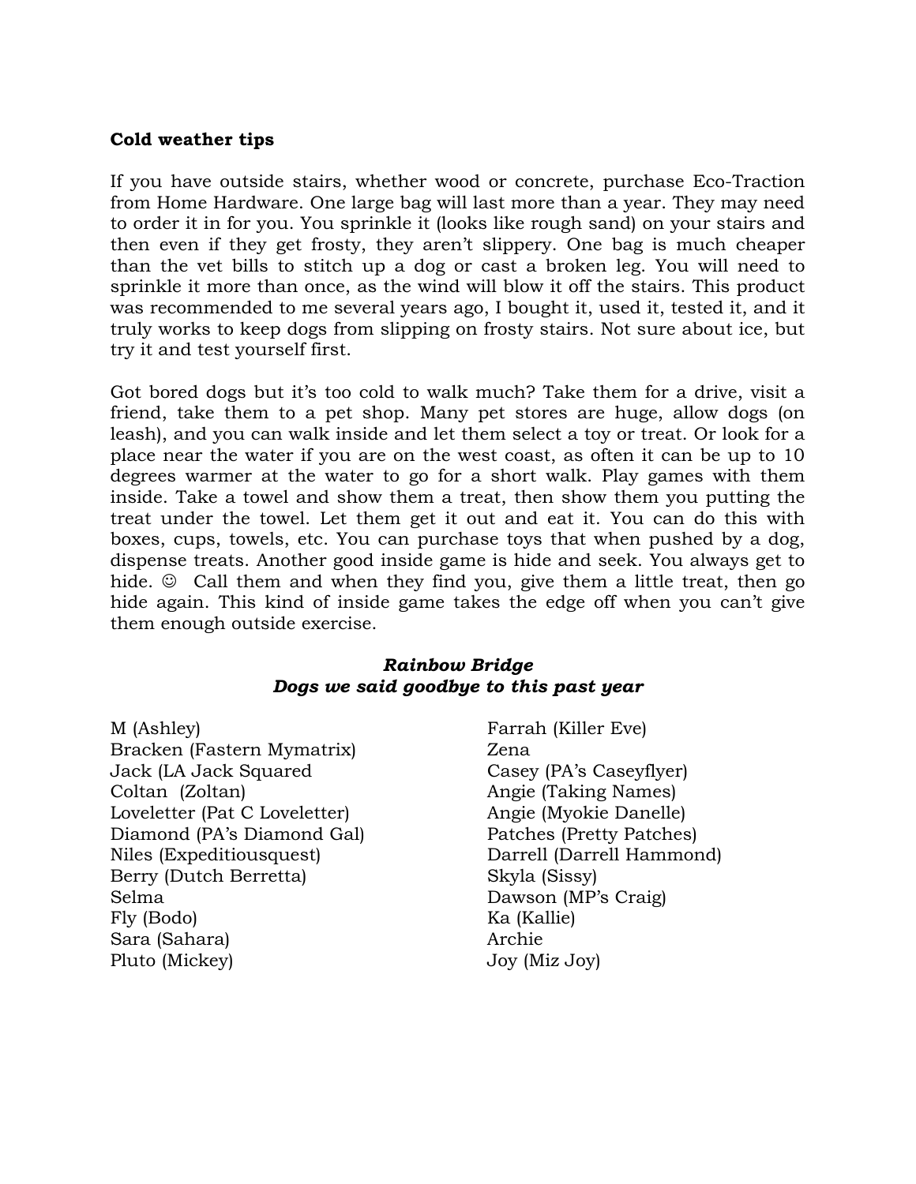**Cold weather tips**

If you have outside stairs, whether wood or concrete, purchase Eco-Traction from Home Hardware. One large bag will last more than a year. They may need to order it in for you. You sprinkle it (looks like rough sand) on your stairs and then even if they get frosty, they aren't slippery. One bag is much cheaper than the vet bills to stitch up a dog or cast a broken leg. You will need to sprinkle it more than once, as the wind will blow it off the stairs. This product was recommended to me several years ago, I bought it, used it, tested it, and it truly works to keep dogs from slipping on frosty stairs. Not sure about ice, but try it and test yourself first.

Got bored dogs but it's too cold to walk much? Take them for a drive, visit a friend, take them to a pet shop. Many pet stores are huge, allow dogs (on leash), and you can walk inside and let them select a toy or treat. Or look for a place near the water if you are on the west coast, as often it can be up to 10 degrees warmer at the water to go for a short walk. Play games with them inside. Take a towel and show them a treat, then show them you putting the treat under the towel. Let them get it out and eat it. You can do this with boxes, cups, towels, etc. You can purchase toys that when pushed by a dog, dispense treats. Another good inside game is hide and seek. You always get to hide. ☺ Call them and when they find you, give them a little treat, then go hide again. This kind of inside game takes the edge off when you can't give them enough outside exercise.

***Rainbow Bridge***
***Dogs we said goodbye to this past year***

M (Ashley)
Bracken (Fastern Mymatrix)
Jack (LA Jack Squared
Coltan (Zoltan)
Loveletter (Pat C Loveletter)
Diamond (PA's Diamond Gal)
Niles (Expeditiousquest)
Berry (Dutch Berretta)
Selma
Fly (Bodo)
Sara (Sahara)
Pluto (Mickey)
Farrah (Killer Eve)
Zena
Casey (PA's Caseyflyer)
Angie (Taking Names)
Angie (Myokie Danelle)
Patches (Pretty Patches)
Darrell (Darrell Hammond)
Skyla (Sissy)
Dawson (MP's Craig)
Ka (Kallie)
Archie
Joy (Miz Joy)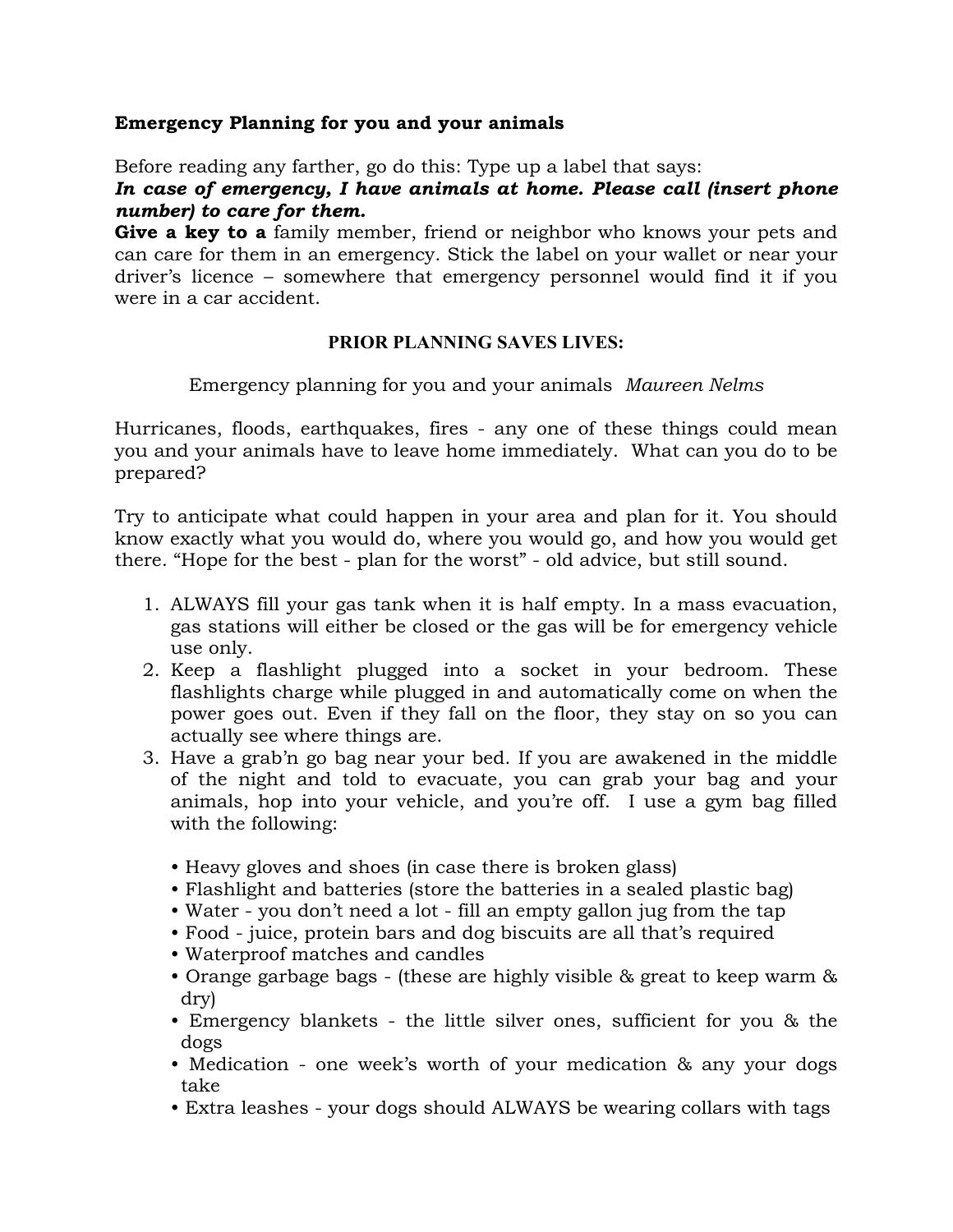**Emergency Planning for you and your animals**

Before reading any farther, go do this: Type up a label that says:
***In case of emergency, I have animals at home. Please call (insert phone number) to care for them.***
**Give a key to a** family member, friend or neighbor who knows your pets and can care for them in an emergency. Stick the label on your wallet or near your driver's licence – somewhere that emergency personnel would find it if you were in a car accident.

**PRIOR PLANNING SAVES LIVES:**

Emergency planning for you and your animals *Maureen Nelms*

Hurricanes, floods, earthquakes, fires - any one of these things could mean you and your animals have to leave home immediately. What can you do to be prepared?

Try to anticipate what could happen in your area and plan for it. You should know exactly what you would do, where you would go, and how you would get there. "Hope for the best - plan for the worst" - old advice, but still sound.

1. ALWAYS fill your gas tank when it is half empty. In a mass evacuation, gas stations will either be closed or the gas will be for emergency vehicle use only.
2. Keep a flashlight plugged into a socket in your bedroom. These flashlights charge while plugged in and automatically come on when the power goes out. Even if they fall on the floor, they stay on so you can actually see where things are.
3. Have a grab'n go bag near your bed. If you are awakened in the middle of the night and told to evacuate, you can grab your bag and your animals, hop into your vehicle, and you're off. I use a gym bag filled with the following:

   - Heavy gloves and shoes (in case there is broken glass)
   - Flashlight and batteries (store the batteries in a sealed plastic bag)
   - Water - you don't need a lot - fill an empty gallon jug from the tap
   - Food - juice, protein bars and dog biscuits are all that's required
   - Waterproof matches and candles
   - Orange garbage bags - (these are highly visible & great to keep warm & dry)
   - Emergency blankets - the little silver ones, sufficient for you & the dogs
   - Medication - one week's worth of your medication & any your dogs take
   - Extra leashes - your dogs should ALWAYS be wearing collars with tags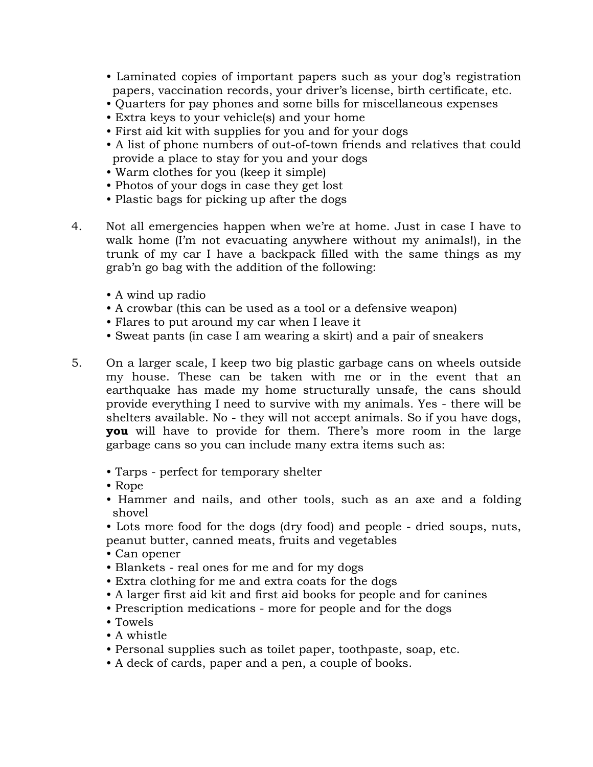- Laminated copies of important papers such as your dog's registration papers, vaccination records, your driver's license, birth certificate, etc.
- Quarters for pay phones and some bills for miscellaneous expenses
- Extra keys to your vehicle(s) and your home
- First aid kit with supplies for you and for your dogs
- A list of phone numbers of out-of-town friends and relatives that could provide a place to stay for you and your dogs
- Warm clothes for you (keep it simple)
- Photos of your dogs in case they get lost
- Plastic bags for picking up after the dogs

4. Not all emergencies happen when we're at home. Just in case I have to walk home (I'm not evacuating anywhere without my animals!), in the trunk of my car I have a backpack filled with the same things as my grab'n go bag with the addition of the following:

   - A wind up radio
   - A crowbar (this can be used as a tool or a defensive weapon)
   - Flares to put around my car when I leave it
   - Sweat pants (in case I am wearing a skirt) and a pair of sneakers

5. On a larger scale, I keep two big plastic garbage cans on wheels outside my house. These can be taken with me or in the event that an earthquake has made my home structurally unsafe, the cans should provide everything I need to survive with my animals. Yes - there will be shelters available. No - they will not accept animals. So if you have dogs, **you** will have to provide for them. There's more room in the large garbage cans so you can include many extra items such as:

   - Tarps - perfect for temporary shelter
   - Rope
   - Hammer and nails, and other tools, such as an axe and a folding shovel
   - Lots more food for the dogs (dry food) and people - dried soups, nuts, peanut butter, canned meats, fruits and vegetables
   - Can opener
   - Blankets - real ones for me and for my dogs
   - Extra clothing for me and extra coats for the dogs
   - A larger first aid kit and first aid books for people and for canines
   - Prescription medications - more for people and for the dogs
   - Towels
   - A whistle
   - Personal supplies such as toilet paper, toothpaste, soap, etc.
   - A deck of cards, paper and a pen, a couple of books.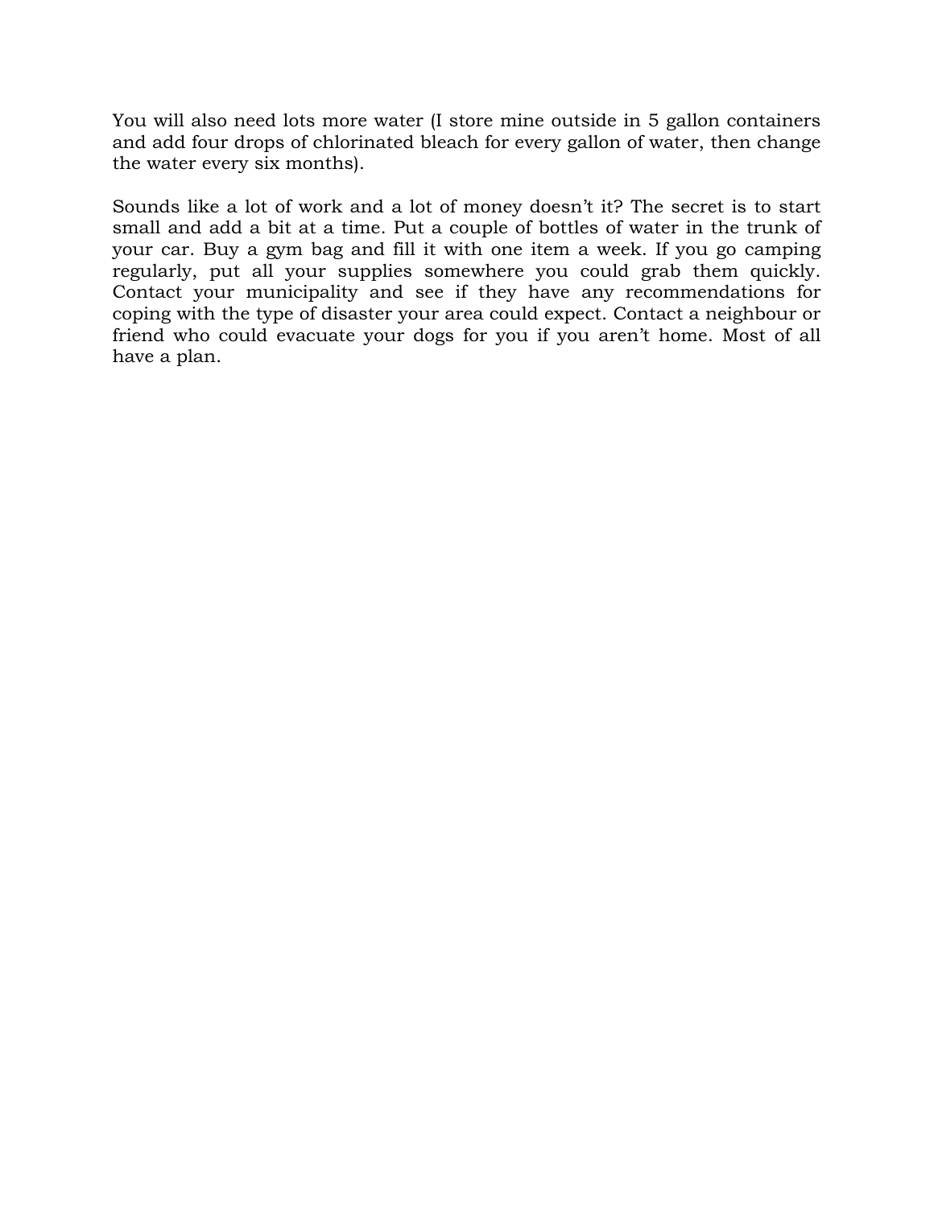You will also need lots more water (I store mine outside in 5 gallon containers and add four drops of chlorinated bleach for every gallon of water, then change the water every six months).

Sounds like a lot of work and a lot of money doesn't it? The secret is to start small and add a bit at a time. Put a couple of bottles of water in the trunk of your car. Buy a gym bag and fill it with one item a week. If you go camping regularly, put all your supplies somewhere you could grab them quickly. Contact your municipality and see if they have any recommendations for coping with the type of disaster your area could expect. Contact a neighbour or friend who could evacuate your dogs for you if you aren't home. Most of all have a plan.